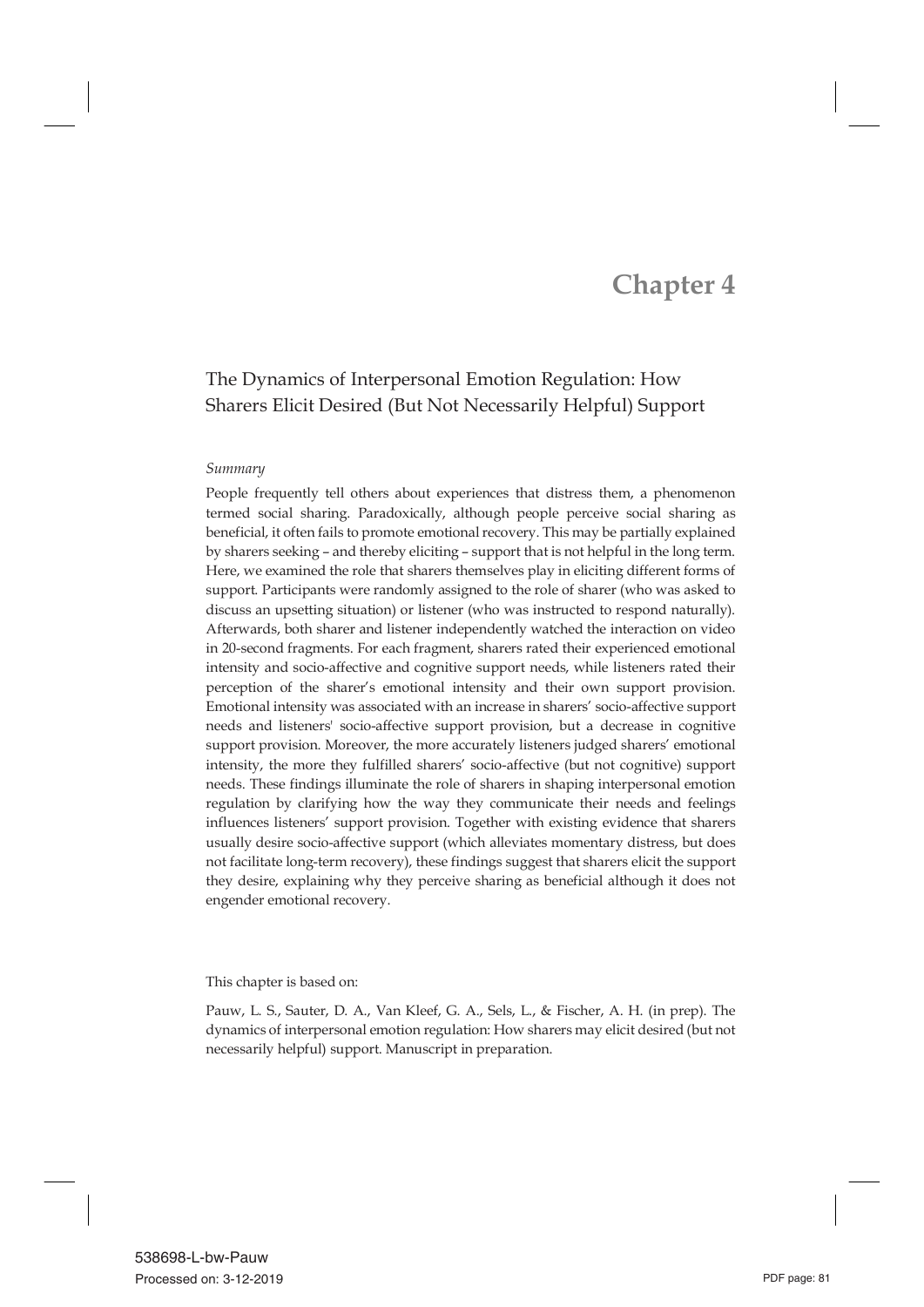# Chapter 4

## The Dynamics of Interpersonal Emotion Regulation: How Sharers Elicit Desired (But Not Necessarily Helpful) Support

*Summary*

People frequently tell others about experiences that distress them, a phenomenon termed social sharing. Paradoxically, although people perceive social sharing as beneficial, it often fails to promote emotional recovery. This may be partially explained by sharers seeking – and thereby eliciting – support that is not helpful in the long term. Here, we examined the role that sharers themselves play in eliciting different forms of support. Participants were randomly assigned to the role of sharer (who was asked to discuss an upsetting situation) or listener (who was instructed to respond naturally). Afterwards, both sharer and listener independently watched the interaction on video in 20-second fragments. For each fragment, sharers rated their experienced emotional intensity and socio-affective and cognitive support needs, while listeners rated their perception of the sharer's emotional intensity and their own support provision. Emotional intensity was associated with an increase in sharers' socio-affective support needs and listeners' socio-affective support provision, but a decrease in cognitive support provision. Moreover, the more accurately listeners judged sharers' emotional intensity, the more they fulfilled sharers' socio-affective (but not cognitive) support needs. These findings illuminate the role of sharers in shaping interpersonal emotion regulation by clarifying how the way they communicate their needs and feelings influences listeners' support provision. Together with existing evidence that sharers usually desire socio-affective support (which alleviates momentary distress, but does not facilitate long-term recovery), these findings suggest that sharers elicit the support they desire, explaining why they perceive sharing as beneficial although it does not engender emotional recovery.

This chapter is based on:

Pauw, L. S., Sauter, D. A., Van Kleef, G. A., Sels, L., & Fischer, A. H. (in prep). The dynamics of interpersonal emotion regulation: How sharers may elicit desired (but not necessarily helpful) support. Manuscript in preparation.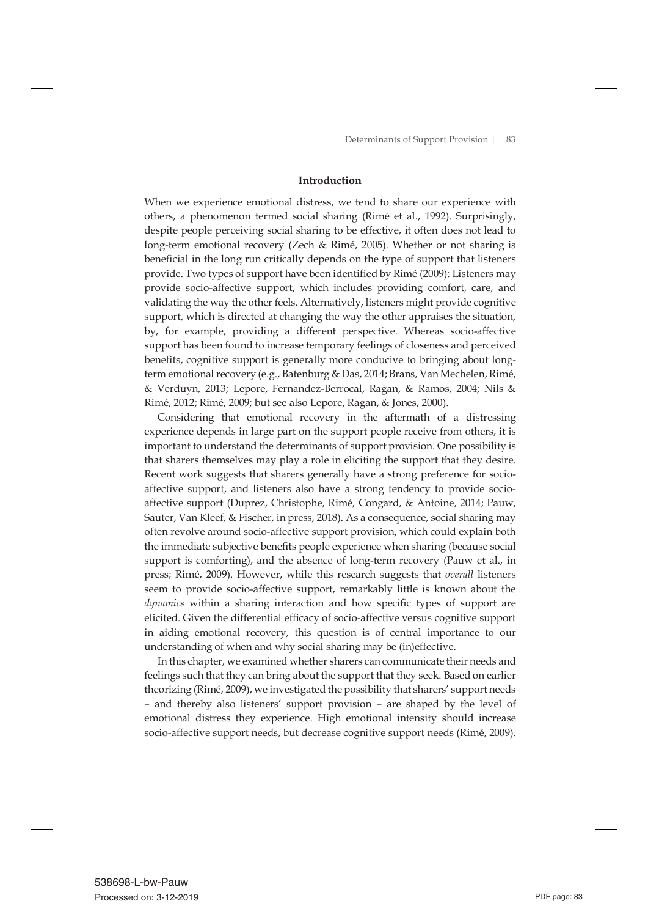## Introduction

When we experience emotional distress, we tend to share our experience with others, a phenomenon termed social sharing (Rimé et al., 1992). Surprisingly, despite people perceiving social sharing to be effective, it often does not lead to long-term emotional recovery (Zech & Rimé, 2005). Whether or not sharing is beneficial in the long run critically depends on the type of support that listeners provide. Two types of support have been identified by Rimé (2009): Listeners may provide socio-affective support, which includes providing comfort, care, and validating the way the other feels. Alternatively, listeners might provide cognitive support, which is directed at changing the way the other appraises the situation, by, for example, providing a different perspective. Whereas socio-affective support has been found to increase temporary feelings of closeness and perceived benefits, cognitive support is generally more conducive to bringing about long-term emotional recovery (e.g., Batenburg & Das, 2014; Brans, Van Mechelen, Rimé, & Verduyn, 2013; Lepore, Fernandez-Berrocal, Ragan, & Ramos, 2004; Nils & Rimé, 2012; Rimé, 2009; but see also Lepore, Ragan, & Jones, 2000).

Considering that emotional recovery in the aftermath of a distressing experience depends in large part on the support people receive from others, it is important to understand the determinants of support provision. One possibility is that sharers themselves may play a role in eliciting the support that they desire. Recent work suggests that sharers generally have a strong preference for socio-affective support, and listeners also have a strong tendency to provide socio-affective support (Duprez, Christophe, Rimé, Congard, & Antoine, 2014; Pauw, Sauter, Van Kleef, & Fischer, in press, 2018). As a consequence, social sharing may often revolve around socio-affective support provision, which could explain both the immediate subjective benefits people experience when sharing (because social support is comforting), and the absence of long-term recovery (Pauw et al., in press; Rimé, 2009). However, while this research suggests that *overall* listeners seem to provide socio-affective support, remarkably little is known about the *dynamics* within a sharing interaction and how specific types of support are elicited. Given the differential efficacy of socio-affective versus cognitive support in aiding emotional recovery, this question is of central importance to our understanding of when and why social sharing may be (in)effective.

In this chapter, we examined whether sharers can communicate their needs and feelings such that they can bring about the support that they seek. Based on earlier theorizing (Rimé, 2009), we investigated the possibility that sharers' support needs – and thereby also listeners' support provision – are shaped by the level of emotional distress they experience. High emotional intensity should increase socio-affective support needs, but decrease cognitive support needs (Rimé, 2009).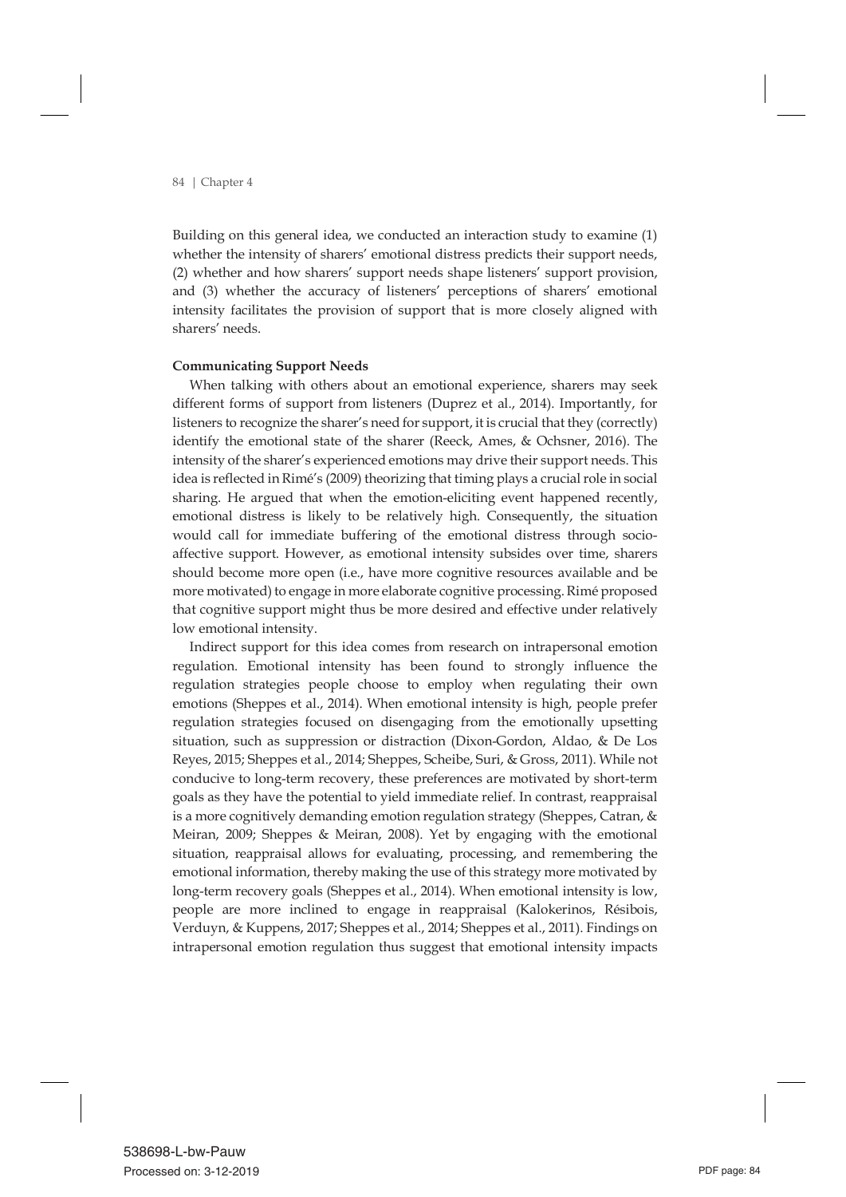Building on this general idea, we conducted an interaction study to examine (1) whether the intensity of sharers' emotional distress predicts their support needs, (2) whether and how sharers' support needs shape listeners' support provision, and (3) whether the accuracy of listeners' perceptions of sharers' emotional intensity facilitates the provision of support that is more closely aligned with sharers' needs.

**Communicating Support Needs**

When talking with others about an emotional experience, sharers may seek different forms of support from listeners (Duprez et al., 2014). Importantly, for listeners to recognize the sharer's need for support, it is crucial that they (correctly) identify the emotional state of the sharer (Reeck, Ames, & Ochsner, 2016). The intensity of the sharer's experienced emotions may drive their support needs. This idea is reflected in Rimé's (2009) theorizing that timing plays a crucial role in social sharing. He argued that when the emotion-eliciting event happened recently, emotional distress is likely to be relatively high. Consequently, the situation would call for immediate buffering of the emotional distress through socio-affective support. However, as emotional intensity subsides over time, sharers should become more open (i.e., have more cognitive resources available and be more motivated) to engage in more elaborate cognitive processing. Rimé proposed that cognitive support might thus be more desired and effective under relatively low emotional intensity.

Indirect support for this idea comes from research on intrapersonal emotion regulation. Emotional intensity has been found to strongly influence the regulation strategies people choose to employ when regulating their own emotions (Sheppes et al., 2014). When emotional intensity is high, people prefer regulation strategies focused on disengaging from the emotionally upsetting situation, such as suppression or distraction (Dixon-Gordon, Aldao, & De Los Reyes, 2015; Sheppes et al., 2014; Sheppes, Scheibe, Suri, & Gross, 2011). While not conducive to long-term recovery, these preferences are motivated by short-term goals as they have the potential to yield immediate relief. In contrast, reappraisal is a more cognitively demanding emotion regulation strategy (Sheppes, Catran, & Meiran, 2009; Sheppes & Meiran, 2008). Yet by engaging with the emotional situation, reappraisal allows for evaluating, processing, and remembering the emotional information, thereby making the use of this strategy more motivated by long-term recovery goals (Sheppes et al., 2014). When emotional intensity is low, people are more inclined to engage in reappraisal (Kalokerinos, Résibois, Verduyn, & Kuppens, 2017; Sheppes et al., 2014; Sheppes et al., 2011). Findings on intrapersonal emotion regulation thus suggest that emotional intensity impacts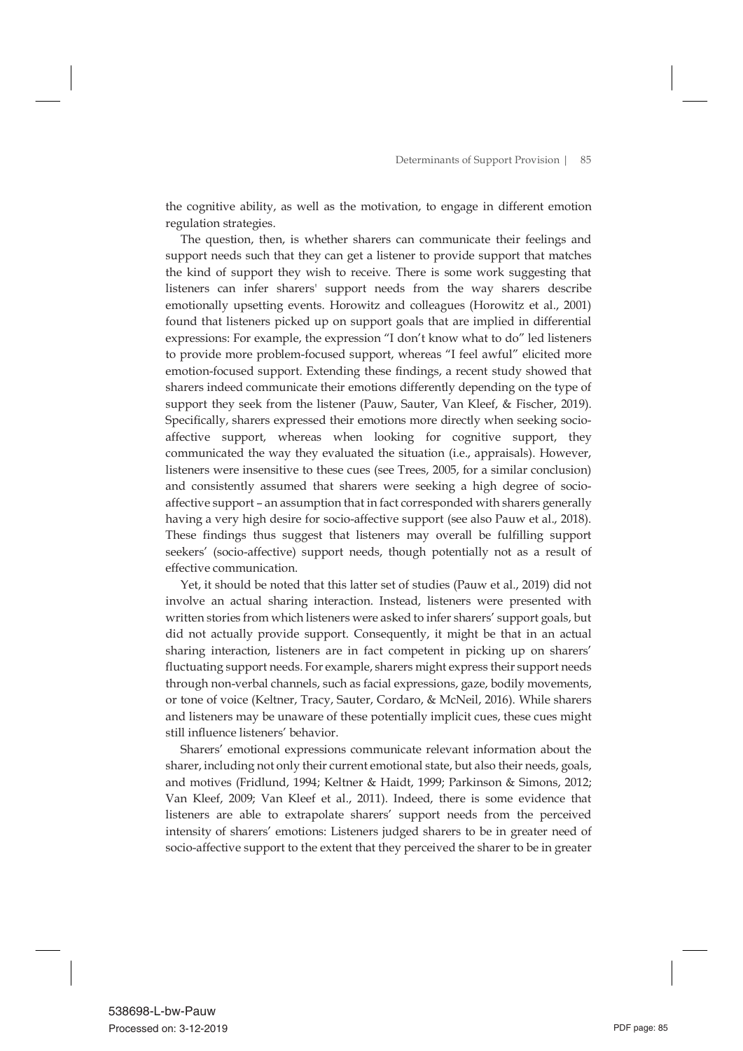the cognitive ability, as well as the motivation, to engage in different emotion regulation strategies.

The question, then, is whether sharers can communicate their feelings and support needs such that they can get a listener to provide support that matches the kind of support they wish to receive. There is some work suggesting that listeners can infer sharers' support needs from the way sharers describe emotionally upsetting events. Horowitz and colleagues (Horowitz et al., 2001) found that listeners picked up on support goals that are implied in differential expressions: For example, the expression "I don't know what to do" led listeners to provide more problem-focused support, whereas "I feel awful" elicited more emotion-focused support. Extending these findings, a recent study showed that sharers indeed communicate their emotions differently depending on the type of support they seek from the listener (Pauw, Sauter, Van Kleef, & Fischer, 2019). Specifically, sharers expressed their emotions more directly when seeking socio-affective support, whereas when looking for cognitive support, they communicated the way they evaluated the situation (i.e., appraisals). However, listeners were insensitive to these cues (see Trees, 2005, for a similar conclusion) and consistently assumed that sharers were seeking a high degree of socio-affective support – an assumption that in fact corresponded with sharers generally having a very high desire for socio-affective support (see also Pauw et al., 2018). These findings thus suggest that listeners may overall be fulfilling support seekers' (socio-affective) support needs, though potentially not as a result of effective communication.

Yet, it should be noted that this latter set of studies (Pauw et al., 2019) did not involve an actual sharing interaction. Instead, listeners were presented with written stories from which listeners were asked to infer sharers' support goals, but did not actually provide support. Consequently, it might be that in an actual sharing interaction, listeners are in fact competent in picking up on sharers' fluctuating support needs. For example, sharers might express their support needs through non-verbal channels, such as facial expressions, gaze, bodily movements, or tone of voice (Keltner, Tracy, Sauter, Cordaro, & McNeil, 2016). While sharers and listeners may be unaware of these potentially implicit cues, these cues might still influence listeners' behavior.

Sharers' emotional expressions communicate relevant information about the sharer, including not only their current emotional state, but also their needs, goals, and motives (Fridlund, 1994; Keltner & Haidt, 1999; Parkinson & Simons, 2012; Van Kleef, 2009; Van Kleef et al., 2011). Indeed, there is some evidence that listeners are able to extrapolate sharers' support needs from the perceived intensity of sharers' emotions: Listeners judged sharers to be in greater need of socio-affective support to the extent that they perceived the sharer to be in greater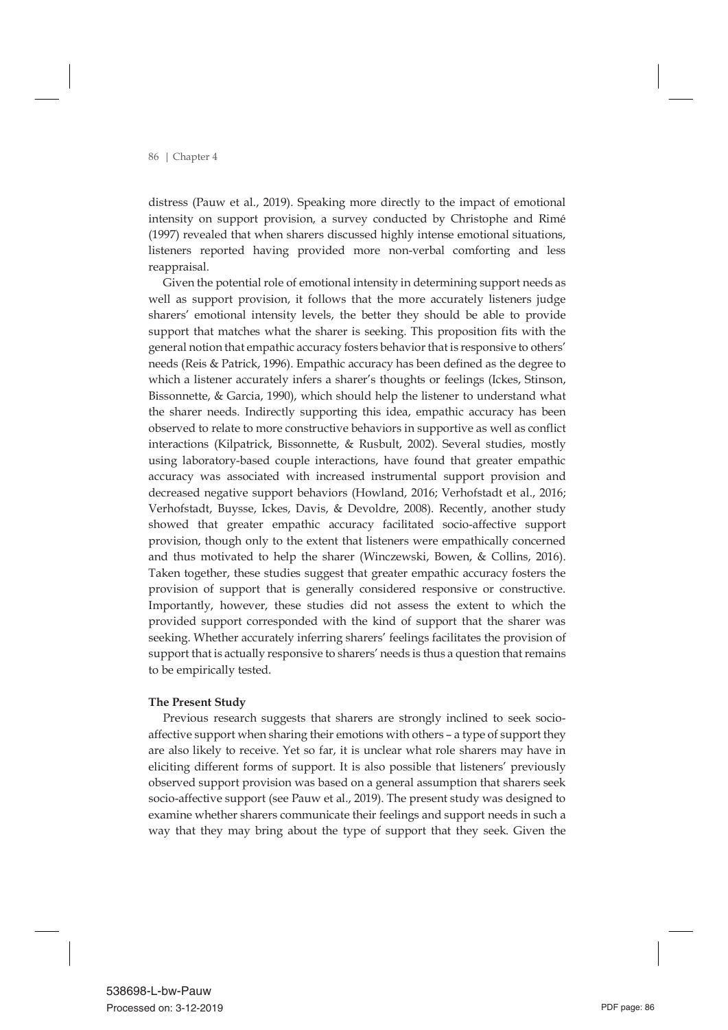distress (Pauw et al., 2019). Speaking more directly to the impact of emotional intensity on support provision, a survey conducted by Christophe and Rimé (1997) revealed that when sharers discussed highly intense emotional situations, listeners reported having provided more non-verbal comforting and less reappraisal.

Given the potential role of emotional intensity in determining support needs as well as support provision, it follows that the more accurately listeners judge sharers' emotional intensity levels, the better they should be able to provide support that matches what the sharer is seeking. This proposition fits with the general notion that empathic accuracy fosters behavior that is responsive to others' needs (Reis & Patrick, 1996). Empathic accuracy has been defined as the degree to which a listener accurately infers a sharer's thoughts or feelings (Ickes, Stinson, Bissonnette, & Garcia, 1990), which should help the listener to understand what the sharer needs. Indirectly supporting this idea, empathic accuracy has been observed to relate to more constructive behaviors in supportive as well as conflict interactions (Kilpatrick, Bissonnette, & Rusbult, 2002). Several studies, mostly using laboratory-based couple interactions, have found that greater empathic accuracy was associated with increased instrumental support provision and decreased negative support behaviors (Howland, 2016; Verhofstadt et al., 2016; Verhofstadt, Buysse, Ickes, Davis, & Devoldre, 2008). Recently, another study showed that greater empathic accuracy facilitated socio-affective support provision, though only to the extent that listeners were empathically concerned and thus motivated to help the sharer (Winczewski, Bowen, & Collins, 2016). Taken together, these studies suggest that greater empathic accuracy fosters the provision of support that is generally considered responsive or constructive. Importantly, however, these studies did not assess the extent to which the provided support corresponded with the kind of support that the sharer was seeking. Whether accurately inferring sharers' feelings facilitates the provision of support that is actually responsive to sharers' needs is thus a question that remains to be empirically tested.

**The Present Study**

Previous research suggests that sharers are strongly inclined to seek socio-affective support when sharing their emotions with others – a type of support they are also likely to receive. Yet so far, it is unclear what role sharers may have in eliciting different forms of support. It is also possible that listeners' previously observed support provision was based on a general assumption that sharers seek socio-affective support (see Pauw et al., 2019). The present study was designed to examine whether sharers communicate their feelings and support needs in such a way that they may bring about the type of support that they seek. Given the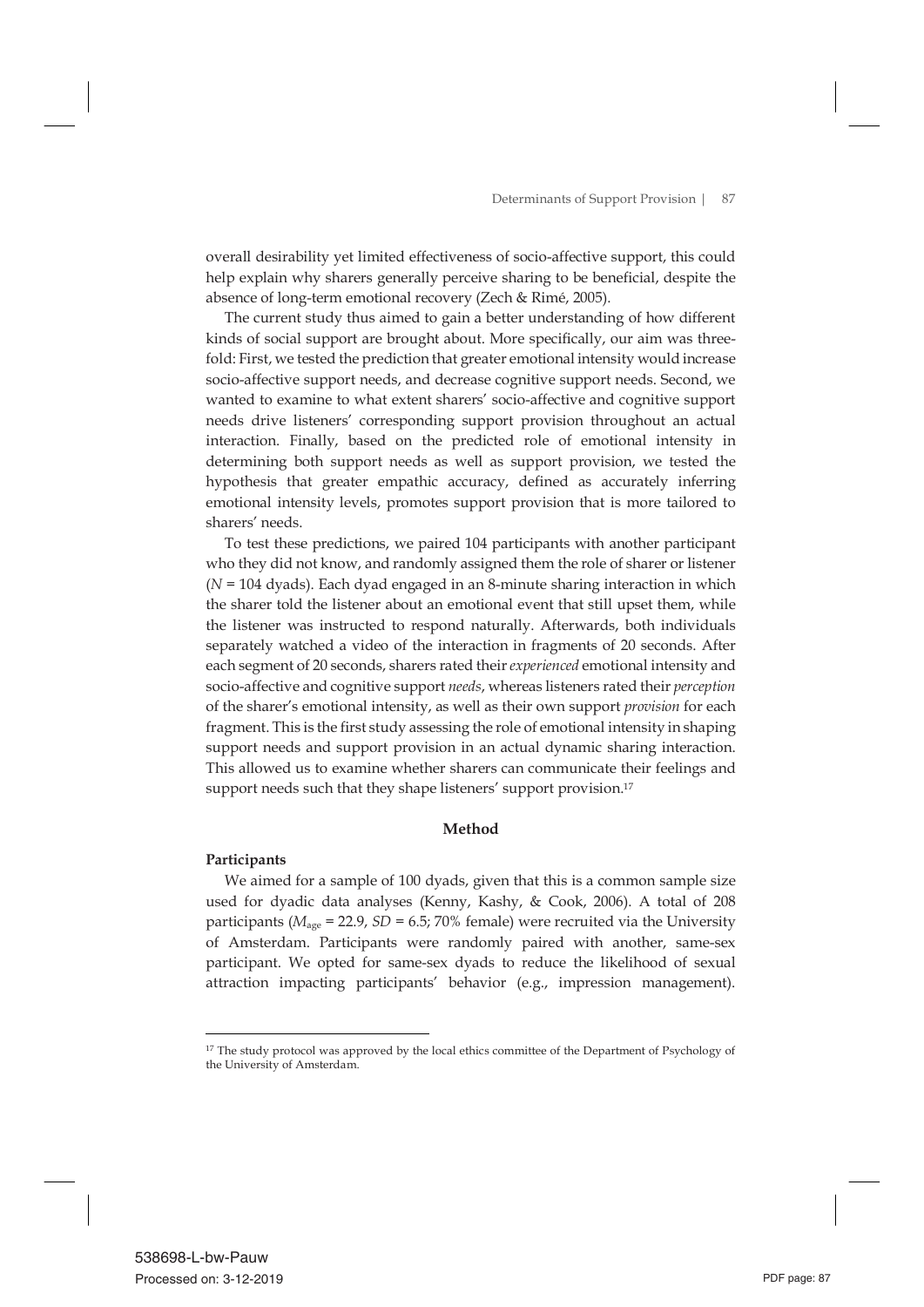overall desirability yet limited effectiveness of socio-affective support, this could help explain why sharers generally perceive sharing to be beneficial, despite the absence of long-term emotional recovery (Zech & Rimé, 2005).

The current study thus aimed to gain a better understanding of how different kinds of social support are brought about. More specifically, our aim was three-fold: First, we tested the prediction that greater emotional intensity would increase socio-affective support needs, and decrease cognitive support needs. Second, we wanted to examine to what extent sharers' socio-affective and cognitive support needs drive listeners' corresponding support provision throughout an actual interaction. Finally, based on the predicted role of emotional intensity in determining both support needs as well as support provision, we tested the hypothesis that greater empathic accuracy, defined as accurately inferring emotional intensity levels, promotes support provision that is more tailored to sharers' needs.

To test these predictions, we paired 104 participants with another participant who they did not know, and randomly assigned them the role of sharer or listener ($N$ = 104 dyads). Each dyad engaged in an 8-minute sharing interaction in which the sharer told the listener about an emotional event that still upset them, while the listener was instructed to respond naturally. Afterwards, both individuals separately watched a video of the interaction in fragments of 20 seconds. After each segment of 20 seconds, sharers rated their *experienced* emotional intensity and socio-affective and cognitive support *needs*, whereas listeners rated their *perception* of the sharer's emotional intensity, as well as their own support *provision* for each fragment. This is the first study assessing the role of emotional intensity in shaping support needs and support provision in an actual dynamic sharing interaction. This allowed us to examine whether sharers can communicate their feelings and support needs such that they shape listeners' support provision.[17]

## Method

### Participants

We aimed for a sample of 100 dyads, given that this is a common sample size used for dyadic data analyses (Kenny, Kashy, & Cook, 2006). A total of 208 participants ($M_{age}$ = 22.9, $SD$ = 6.5; 70% female) were recruited via the University of Amsterdam. Participants were randomly paired with another, same-sex participant. We opted for same-sex dyads to reduce the likelihood of sexual attraction impacting participants' behavior (e.g., impression management).

[17] The study protocol was approved by the local ethics committee of the Department of Psychology of the University of Amsterdam.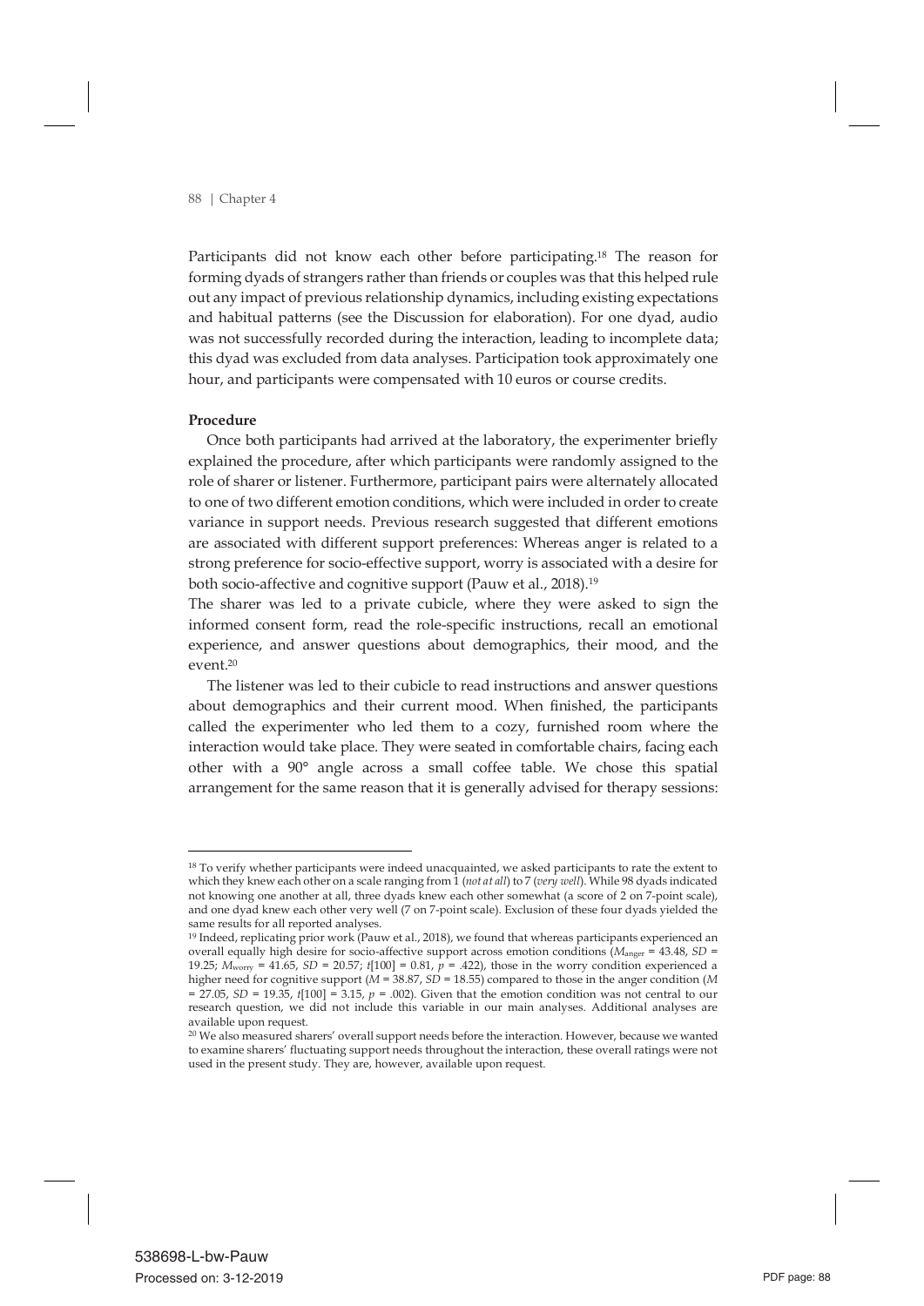Participants did not know each other before participating.[18] The reason for forming dyads of strangers rather than friends or couples was that this helped rule out any impact of previous relationship dynamics, including existing expectations and habitual patterns (see the Discussion for elaboration). For one dyad, audio was not successfully recorded during the interaction, leading to incomplete data; this dyad was excluded from data analyses. Participation took approximately one hour, and participants were compensated with 10 euros or course credits.

**Procedure**

Once both participants had arrived at the laboratory, the experimenter briefly explained the procedure, after which participants were randomly assigned to the role of sharer or listener. Furthermore, participant pairs were alternately allocated to one of two different emotion conditions, which were included in order to create variance in support needs. Previous research suggested that different emotions are associated with different support preferences: Whereas anger is related to a strong preference for socio-effective support, worry is associated with a desire for both socio-affective and cognitive support (Pauw et al., 2018).[19]

The sharer was led to a private cubicle, where they were asked to sign the informed consent form, read the role-specific instructions, recall an emotional experience, and answer questions about demographics, their mood, and the event.[20]

The listener was led to their cubicle to read instructions and answer questions about demographics and their current mood. When finished, the participants called the experimenter who led them to a cozy, furnished room where the interaction would take place. They were seated in comfortable chairs, facing each other with a 90° angle across a small coffee table. We chose this spatial arrangement for the same reason that it is generally advised for therapy sessions:

---

[18] To verify whether participants were indeed unacquainted, we asked participants to rate the extent to which they knew each other on a scale ranging from 1 (*not at all*) to 7 (*very well*). While 98 dyads indicated not knowing one another at all, three dyads knew each other somewhat (a score of 2 on 7-point scale), and one dyad knew each other very well (7 on 7-point scale). Exclusion of these four dyads yielded the same results for all reported analyses.

[19] Indeed, replicating prior work (Pauw et al., 2018), we found that whereas participants experienced an overall equally high desire for socio-affective support across emotion conditions ($M_{\text{anger}}$ = 43.48, *SD* = 19.25; $M_{\text{worry}}$ = 41.65, *SD* = 20.57; $t[100] = 0.81$, $p = .422$), those in the worry condition experienced a higher need for cognitive support (*M* = 38.87, *SD* = 18.55) compared to those in the anger condition (*M* = 27.05, *SD* = 19.35, $t[100] = 3.15$, $p = .002$). Given that the emotion condition was not central to our research question, we did not include this variable in our main analyses. Additional analyses are available upon request.

[20] We also measured sharers' overall support needs before the interaction. However, because we wanted to examine sharers' fluctuating support needs throughout the interaction, these overall ratings were not used in the present study. They are, however, available upon request.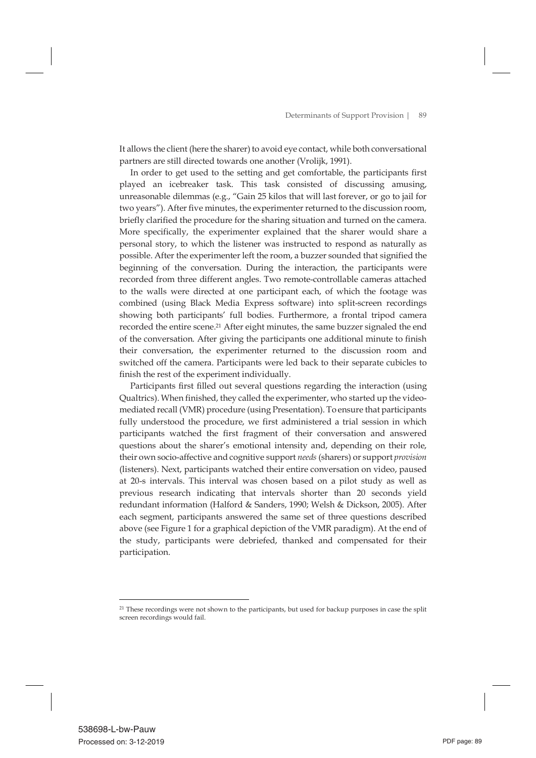It allows the client (here the sharer) to avoid eye contact, while both conversational partners are still directed towards one another (Vrolijk, 1991).

In order to get used to the setting and get comfortable, the participants first played an icebreaker task. This task consisted of discussing amusing, unreasonable dilemmas (e.g., "Gain 25 kilos that will last forever, or go to jail for two years"). After five minutes, the experimenter returned to the discussion room, briefly clarified the procedure for the sharing situation and turned on the camera. More specifically, the experimenter explained that the sharer would share a personal story, to which the listener was instructed to respond as naturally as possible. After the experimenter left the room, a buzzer sounded that signified the beginning of the conversation. During the interaction, the participants were recorded from three different angles. Two remote-controllable cameras attached to the walls were directed at one participant each, of which the footage was combined (using Black Media Express software) into split-screen recordings showing both participants' full bodies. Furthermore, a frontal tripod camera recorded the entire scene.[21] After eight minutes, the same buzzer signaled the end of the conversation. After giving the participants one additional minute to finish their conversation, the experimenter returned to the discussion room and switched off the camera. Participants were led back to their separate cubicles to finish the rest of the experiment individually.

Participants first filled out several questions regarding the interaction (using Qualtrics). When finished, they called the experimenter, who started up the video-mediated recall (VMR) procedure (using Presentation). To ensure that participants fully understood the procedure, we first administered a trial session in which participants watched the first fragment of their conversation and answered questions about the sharer's emotional intensity and, depending on their role, their own socio-affective and cognitive support *needs* (sharers) or support *provision* (listeners). Next, participants watched their entire conversation on video, paused at 20-s intervals. This interval was chosen based on a pilot study as well as previous research indicating that intervals shorter than 20 seconds yield redundant information (Halford & Sanders, 1990; Welsh & Dickson, 2005). After each segment, participants answered the same set of three questions described above (see Figure 1 for a graphical depiction of the VMR paradigm). At the end of the study, participants were debriefed, thanked and compensated for their participation.

[21] These recordings were not shown to the participants, but used for backup purposes in case the split screen recordings would fail.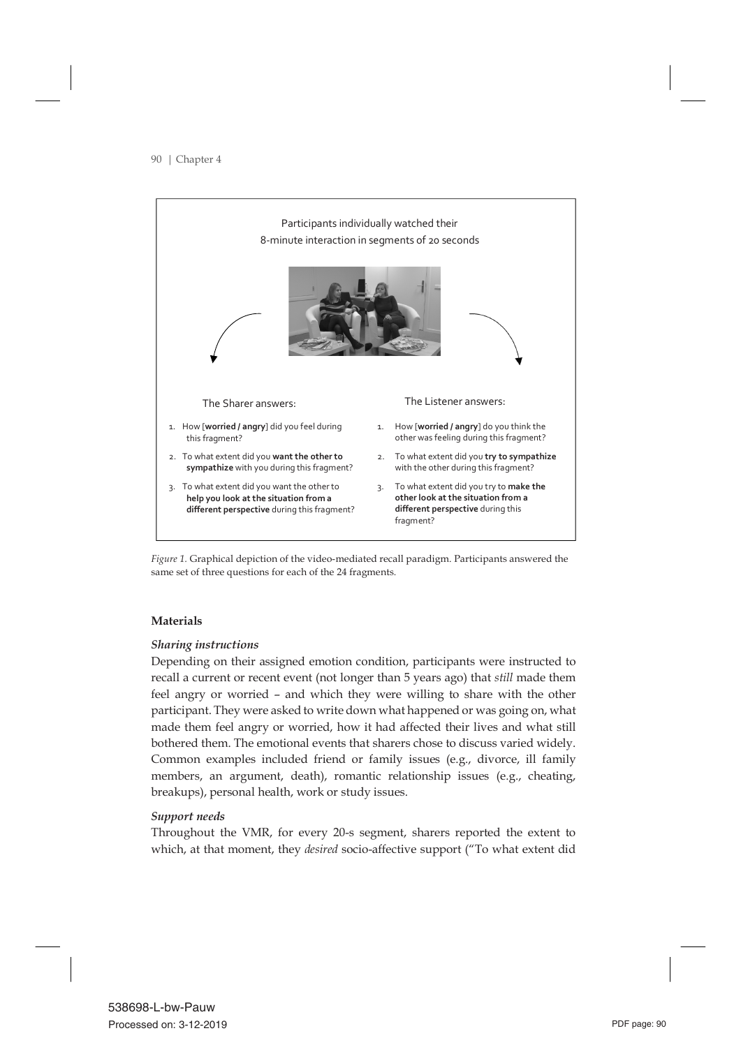Participants individually watched their
8-minute interaction in segments of 20 seconds

The Sharer answers:

1. How [**worried / angry**] did you feel during this fragment?
2. To what extent did you **want the other to sympathize** with you during this fragment?
3. To what extent did you want the other to **help you look at the situation from a different perspective** during this fragment?

The Listener answers:

1. How [**worried / angry**] do you think the other was feeling during this fragment?
2. To what extent did you **try to sympathize** with the other during this fragment?
3. To what extent did you try to **make the other look at the situation from a different perspective** during this fragment?

*Figure 1.* Graphical depiction of the video-mediated recall paradigm. Participants answered the same set of three questions for each of the 24 fragments.

### Materials

#### *Sharing instructions*

Depending on their assigned emotion condition, participants were instructed to recall a current or recent event (not longer than 5 years ago) that *still* made them feel angry or worried – and which they were willing to share with the other participant. They were asked to write down what happened or was going on, what made them feel angry or worried, how it had affected their lives and what still bothered them. The emotional events that sharers chose to discuss varied widely. Common examples included friend or family issues (e.g., divorce, ill family members, an argument, death), romantic relationship issues (e.g., cheating, breakups), personal health, work or study issues.

#### *Support needs*

Throughout the VMR, for every 20-s segment, sharers reported the extent to which, at that moment, they *desired* socio-affective support ("To what extent did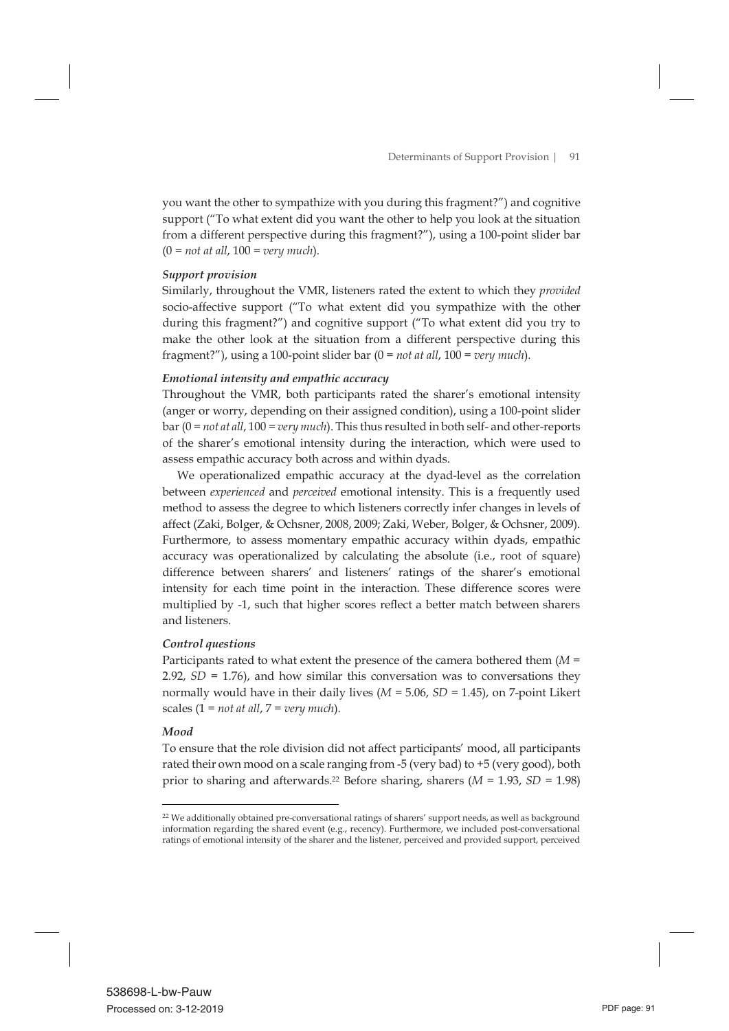you want the other to sympathize with you during this fragment?") and cognitive support ("To what extent did you want the other to help you look at the situation from a different perspective during this fragment?"), using a 100-point slider bar (0 = *not at all*, 100 = *very much*).

#### *Support provision*

Similarly, throughout the VMR, listeners rated the extent to which they *provided* socio-affective support ("To what extent did you sympathize with the other during this fragment?") and cognitive support ("To what extent did you try to make the other look at the situation from a different perspective during this fragment?"), using a 100-point slider bar (0 = *not at all*, 100 = *very much*).

#### *Emotional intensity and empathic accuracy*

Throughout the VMR, both participants rated the sharer's emotional intensity (anger or worry, depending on their assigned condition), using a 100-point slider bar (0 = *not at all*, 100 = *very much*). This thus resulted in both self- and other-reports of the sharer's emotional intensity during the interaction, which were used to assess empathic accuracy both across and within dyads.

We operationalized empathic accuracy at the dyad-level as the correlation between *experienced* and *perceived* emotional intensity. This is a frequently used method to assess the degree to which listeners correctly infer changes in levels of affect (Zaki, Bolger, & Ochsner, 2008, 2009; Zaki, Weber, Bolger, & Ochsner, 2009). Furthermore, to assess momentary empathic accuracy within dyads, empathic accuracy was operationalized by calculating the absolute (i.e., root of square) difference between sharers' and listeners' ratings of the sharer's emotional intensity for each time point in the interaction. These difference scores were multiplied by -1, such that higher scores reflect a better match between sharers and listeners.

#### *Control questions*

Participants rated to what extent the presence of the camera bothered them ($M$ = 2.92, $SD$ = 1.76), and how similar this conversation was to conversations they normally would have in their daily lives ($M$ = 5.06, $SD$ = 1.45), on 7-point Likert scales (1 = *not at all*, 7 = *very much*).

#### *Mood*

To ensure that the role division did not affect participants' mood, all participants rated their own mood on a scale ranging from -5 (very bad) to +5 (very good), both prior to sharing and afterwards.[22] Before sharing, sharers ($M$ = 1.93, $SD$ = 1.98)

---

[22] We additionally obtained pre-conversational ratings of sharers' support needs, as well as background information regarding the shared event (e.g., recency). Furthermore, we included post-conversational ratings of emotional intensity of the sharer and the listener, perceived and provided support, perceived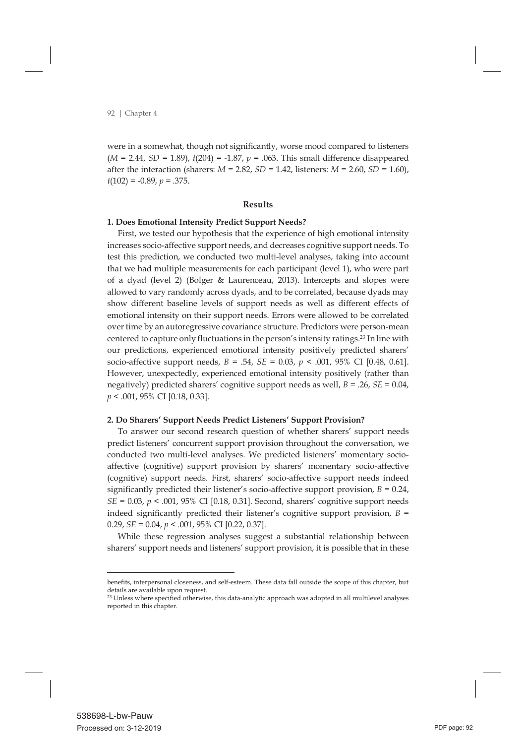were in a somewhat, though not significantly, worse mood compared to listeners ($M$ = 2.44, $SD$ = 1.89), $t(204)$ = -1.87, $p$ = .063. This small difference disappeared after the interaction (sharers: $M$ = 2.82, $SD$ = 1.42, listeners: $M$ = 2.60, $SD$ = 1.60), $t(102)$ = -0.89, $p$ = .375.

## Results

### 1. Does Emotional Intensity Predict Support Needs?

First, we tested our hypothesis that the experience of high emotional intensity increases socio-affective support needs, and decreases cognitive support needs. To test this prediction, we conducted two multi-level analyses, taking into account that we had multiple measurements for each participant (level 1), who were part of a dyad (level 2) (Bolger & Laurenceau, 2013). Intercepts and slopes were allowed to vary randomly across dyads, and to be correlated, because dyads may show different baseline levels of support needs as well as different effects of emotional intensity on their support needs. Errors were allowed to be correlated over time by an autoregressive covariance structure. Predictors were person-mean centered to capture only fluctuations in the person's intensity ratings.[23] In line with our predictions, experienced emotional intensity positively predicted sharers' socio-affective support needs, $B$ = .54, $SE$ = 0.03, $p$ < .001, 95% CI [0.48, 0.61]. However, unexpectedly, experienced emotional intensity positively (rather than negatively) predicted sharers' cognitive support needs as well, $B$ = .26, $SE$ = 0.04, $p$ < .001, 95% CI [0.18, 0.33].

### 2. Do Sharers' Support Needs Predict Listeners' Support Provision?

To answer our second research question of whether sharers' support needs predict listeners' concurrent support provision throughout the conversation, we conducted two multi-level analyses. We predicted listeners' momentary socio-affective (cognitive) support provision by sharers' momentary socio-affective (cognitive) support needs. First, sharers' socio-affective support needs indeed significantly predicted their listener's socio-affective support provision, $B$ = 0.24, $SE$ = 0.03, $p$ < .001, 95% CI [0.18, 0.31]. Second, sharers' cognitive support needs indeed significantly predicted their listener's cognitive support provision, $B$ = 0.29, $SE$ = 0.04, $p$ < .001, 95% CI [0.22, 0.37].

While these regression analyses suggest a substantial relationship between sharers' support needs and listeners' support provision, it is possible that in these

---

benefits, interpersonal closeness, and self-esteem. These data fall outside the scope of this chapter, but details are available upon request.

[23] Unless where specified otherwise, this data-analytic approach was adopted in all multilevel analyses reported in this chapter.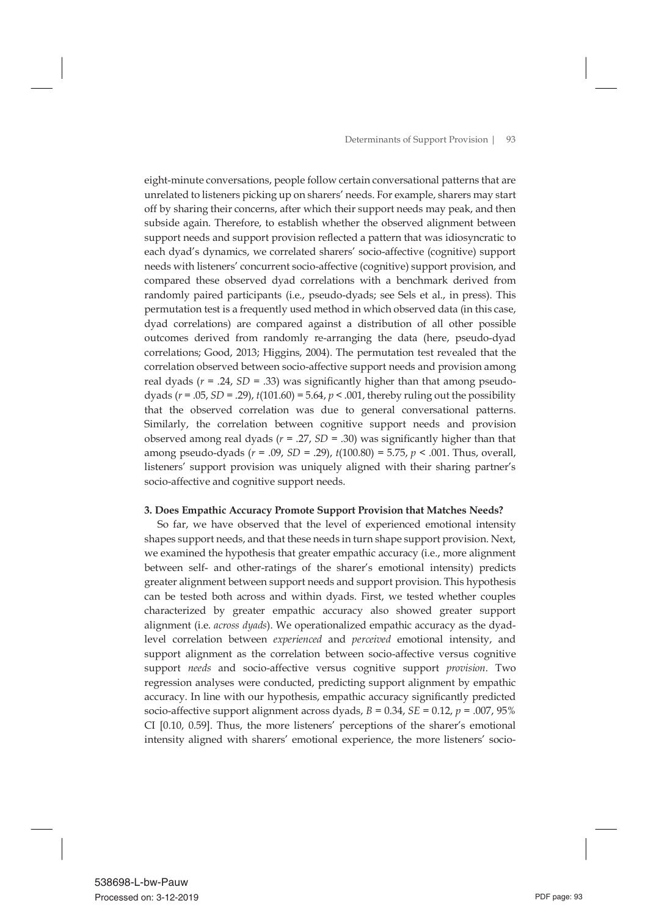eight-minute conversations, people follow certain conversational patterns that are unrelated to listeners picking up on sharers' needs. For example, sharers may start off by sharing their concerns, after which their support needs may peak, and then subside again. Therefore, to establish whether the observed alignment between support needs and support provision reflected a pattern that was idiosyncratic to each dyad's dynamics, we correlated sharers' socio-affective (cognitive) support needs with listeners' concurrent socio-affective (cognitive) support provision, and compared these observed dyad correlations with a benchmark derived from randomly paired participants (i.e., pseudo-dyads; see Sels et al., in press). This permutation test is a frequently used method in which observed data (in this case, dyad correlations) are compared against a distribution of all other possible outcomes derived from randomly re-arranging the data (here, pseudo-dyad correlations; Good, 2013; Higgins, 2004). The permutation test revealed that the correlation observed between socio-affective support needs and provision among real dyads ($r$ = .24, $SD$ = .33) was significantly higher than that among pseudo-dyads ($r$ = .05, $SD$ = .29), $t(101.60) = 5.64$, $p < .001$, thereby ruling out the possibility that the observed correlation was due to general conversational patterns. Similarly, the correlation between cognitive support needs and provision observed among real dyads ($r$ = .27, $SD$ = .30) was significantly higher than that among pseudo-dyads ($r$ = .09, $SD$ = .29), $t(100.80) = 5.75$, $p < .001$. Thus, overall, listeners' support provision was uniquely aligned with their sharing partner's socio-affective and cognitive support needs.

**3. Does Empathic Accuracy Promote Support Provision that Matches Needs?**

So far, we have observed that the level of experienced emotional intensity shapes support needs, and that these needs in turn shape support provision. Next, we examined the hypothesis that greater empathic accuracy (i.e., more alignment between self- and other-ratings of the sharer's emotional intensity) predicts greater alignment between support needs and support provision. This hypothesis can be tested both across and within dyads. First, we tested whether couples characterized by greater empathic accuracy also showed greater support alignment (i.e. *across dyads*). We operationalized empathic accuracy as the dyad-level correlation between *experienced* and *perceived* emotional intensity, and support alignment as the correlation between socio-affective versus cognitive support *needs* and socio-affective versus cognitive support *provision*. Two regression analyses were conducted, predicting support alignment by empathic accuracy. In line with our hypothesis, empathic accuracy significantly predicted socio-affective support alignment across dyads, $B$ = 0.34, $SE$ = 0.12, $p$ = .007, 95% CI [0.10, 0.59]. Thus, the more listeners' perceptions of the sharer's emotional intensity aligned with sharers' emotional experience, the more listeners' socio-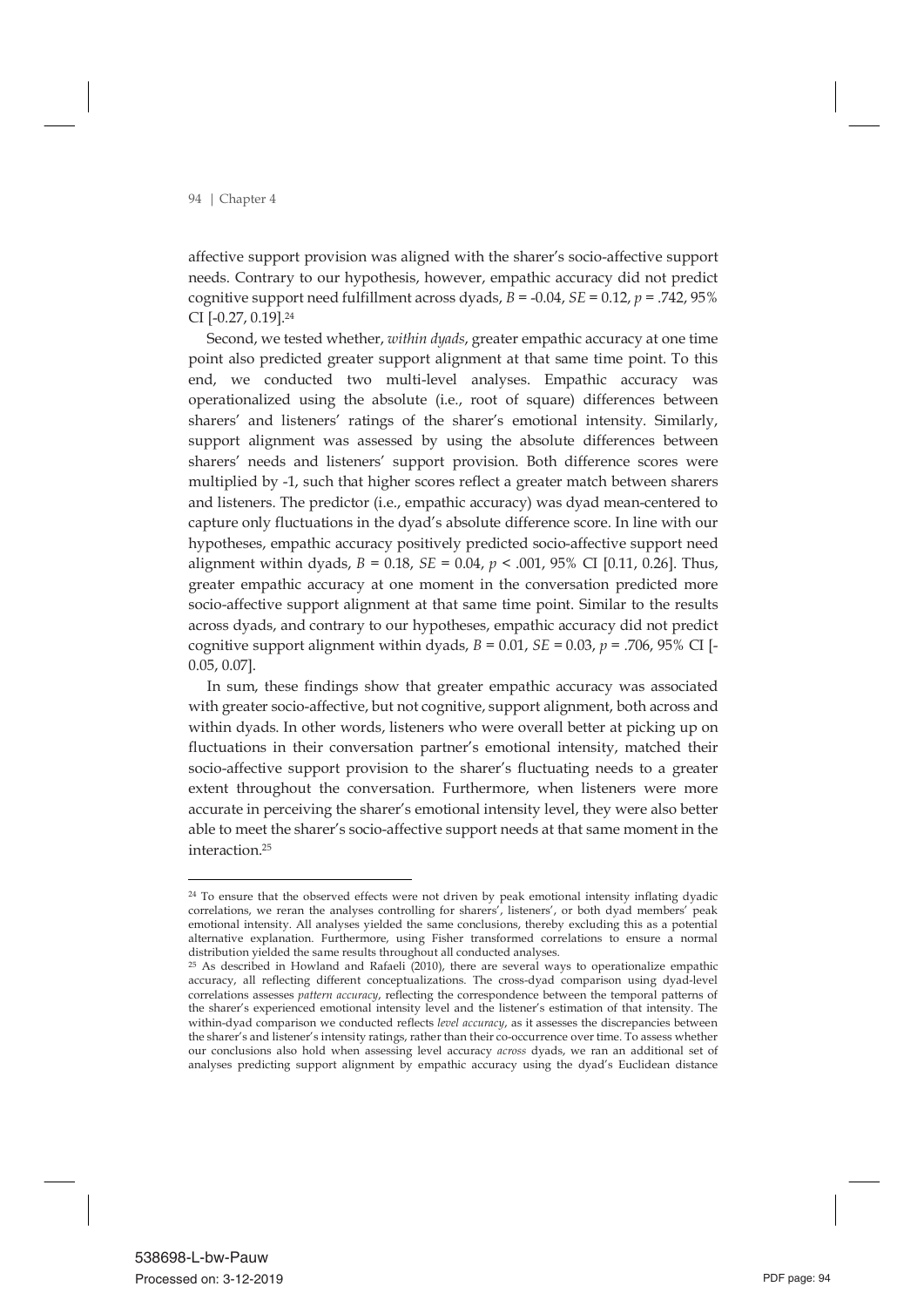affective support provision was aligned with the sharer's socio-affective support needs. Contrary to our hypothesis, however, empathic accuracy did not predict cognitive support need fulfillment across dyads, $B$ = -0.04, $SE$ = 0.12, $p$ = .742, 95% CI [-0.27, 0.19].[24]

Second, we tested whether, *within dyads*, greater empathic accuracy at one time point also predicted greater support alignment at that same time point. To this end, we conducted two multi-level analyses. Empathic accuracy was operationalized using the absolute (i.e., root of square) differences between sharers' and listeners' ratings of the sharer's emotional intensity. Similarly, support alignment was assessed by using the absolute differences between sharers' needs and listeners' support provision. Both difference scores were multiplied by -1, such that higher scores reflect a greater match between sharers and listeners. The predictor (i.e., empathic accuracy) was dyad mean-centered to capture only fluctuations in the dyad's absolute difference score. In line with our hypotheses, empathic accuracy positively predicted socio-affective support need alignment within dyads, $B$ = 0.18, $SE$ = 0.04, $p$ < .001, 95% CI [0.11, 0.26]. Thus, greater empathic accuracy at one moment in the conversation predicted more socio-affective support alignment at that same time point. Similar to the results across dyads, and contrary to our hypotheses, empathic accuracy did not predict cognitive support alignment within dyads, $B$ = 0.01, $SE$ = 0.03, $p$ = .706, 95% CI [-0.05, 0.07].

In sum, these findings show that greater empathic accuracy was associated with greater socio-affective, but not cognitive, support alignment, both across and within dyads. In other words, listeners who were overall better at picking up on fluctuations in their conversation partner's emotional intensity, matched their socio-affective support provision to the sharer's fluctuating needs to a greater extent throughout the conversation. Furthermore, when listeners were more accurate in perceiving the sharer's emotional intensity level, they were also better able to meet the sharer's socio-affective support needs at that same moment in the interaction.[25]

---

[24] To ensure that the observed effects were not driven by peak emotional intensity inflating dyadic correlations, we reran the analyses controlling for sharers', listeners', or both dyad members' peak emotional intensity. All analyses yielded the same conclusions, thereby excluding this as a potential alternative explanation. Furthermore, using Fisher transformed correlations to ensure a normal distribution yielded the same results throughout all conducted analyses.

[25] As described in Howland and Rafaeli (2010), there are several ways to operationalize empathic accuracy, all reflecting different conceptualizations. The cross-dyad comparison using dyad-level correlations assesses *pattern accuracy*, reflecting the correspondence between the temporal patterns of the sharer's experienced emotional intensity level and the listener's estimation of that intensity. The within-dyad comparison we conducted reflects *level accuracy*, as it assesses the discrepancies between the sharer's and listener's intensity ratings, rather than their co-occurrence over time. To assess whether our conclusions also hold when assessing level accuracy *across* dyads, we ran an additional set of analyses predicting support alignment by empathic accuracy using the dyad's Euclidean distance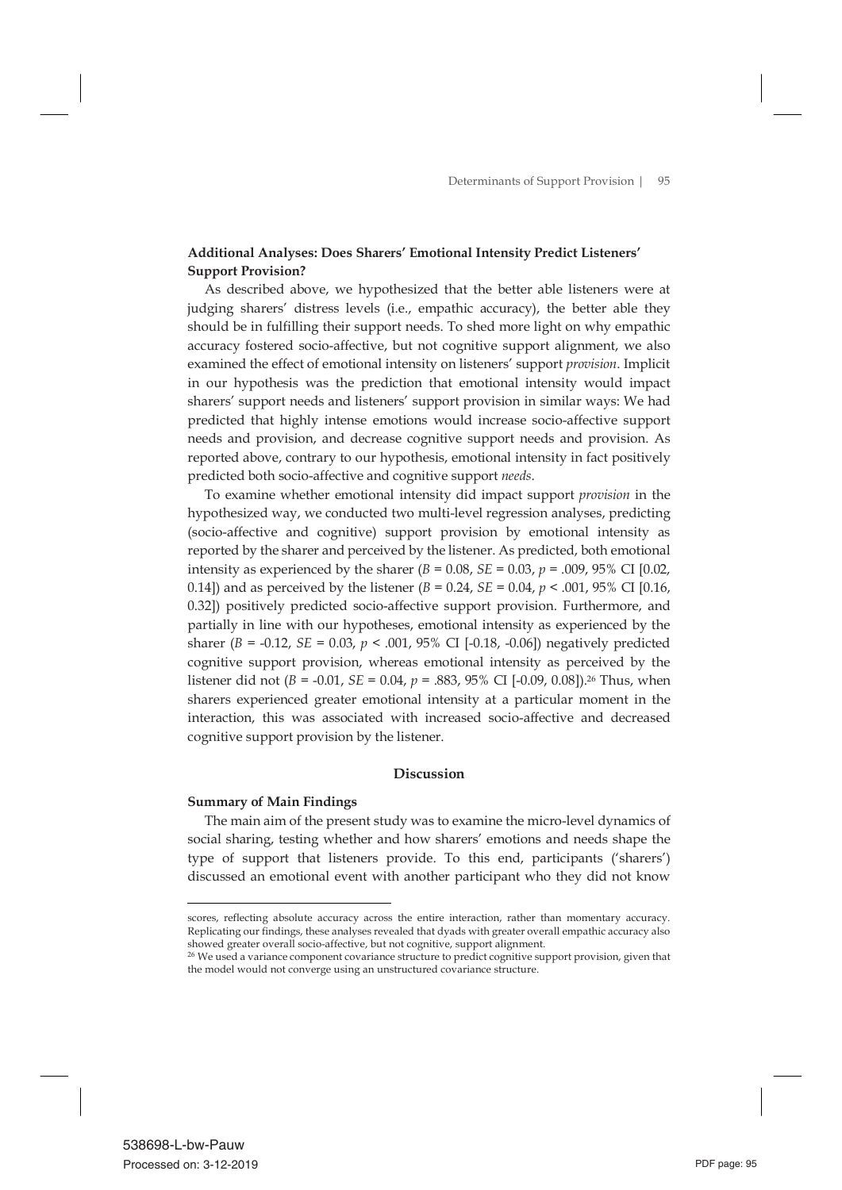**Additional Analyses: Does Sharers' Emotional Intensity Predict Listeners' Support Provision?**

As described above, we hypothesized that the better able listeners were at judging sharers' distress levels (i.e., empathic accuracy), the better able they should be in fulfilling their support needs. To shed more light on why empathic accuracy fostered socio-affective, but not cognitive support alignment, we also examined the effect of emotional intensity on listeners' support *provision*. Implicit in our hypothesis was the prediction that emotional intensity would impact sharers' support needs and listeners' support provision in similar ways: We had predicted that highly intense emotions would increase socio-affective support needs and provision, and decrease cognitive support needs and provision. As reported above, contrary to our hypothesis, emotional intensity in fact positively predicted both socio-affective and cognitive support *needs*.

To examine whether emotional intensity did impact support *provision* in the hypothesized way, we conducted two multi-level regression analyses, predicting (socio-affective and cognitive) support provision by emotional intensity as reported by the sharer and perceived by the listener. As predicted, both emotional intensity as experienced by the sharer ($B = 0.08$, $SE = 0.03$, $p = .009$, 95% CI [0.02, 0.14]) and as perceived by the listener ($B = 0.24$, $SE = 0.04$, $p < .001$, 95% CI [0.16, 0.32]) positively predicted socio-affective support provision. Furthermore, and partially in line with our hypotheses, emotional intensity as experienced by the sharer ($B = -0.12$, $SE = 0.03$, $p < .001$, 95% CI [-0.18, -0.06]) negatively predicted cognitive support provision, whereas emotional intensity as perceived by the listener did not ($B = -0.01$, $SE = 0.04$, $p = .883$, 95% CI [-0.09, 0.08]).[26] Thus, when sharers experienced greater emotional intensity at a particular moment in the interaction, this was associated with increased socio-affective and decreased cognitive support provision by the listener.

## Discussion

**Summary of Main Findings**

The main aim of the present study was to examine the micro-level dynamics of social sharing, testing whether and how sharers' emotions and needs shape the type of support that listeners provide. To this end, participants ('sharers') discussed an emotional event with another participant who they did not know

---

scores, reflecting absolute accuracy across the entire interaction, rather than momentary accuracy. Replicating our findings, these analyses revealed that dyads with greater overall empathic accuracy also showed greater overall socio-affective, but not cognitive, support alignment.

[26] We used a variance component covariance structure to predict cognitive support provision, given that the model would not converge using an unstructured covariance structure.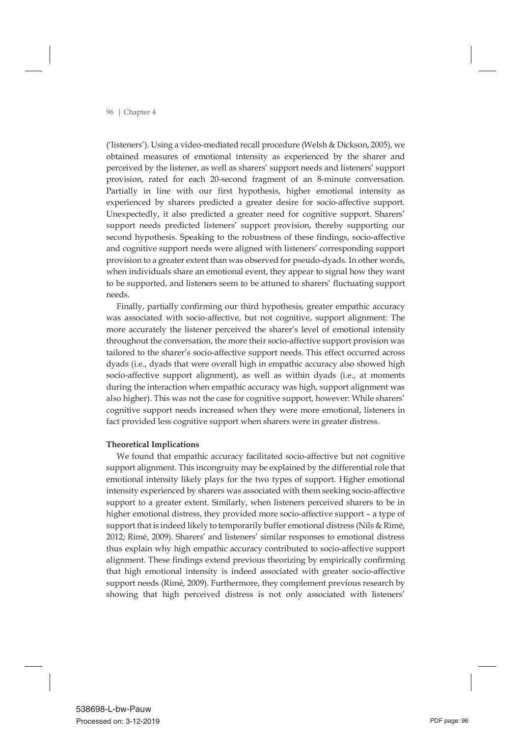('listeners'). Using a video-mediated recall procedure (Welsh & Dickson, 2005), we obtained measures of emotional intensity as experienced by the sharer and perceived by the listener, as well as sharers' support needs and listeners' support provision, rated for each 20-second fragment of an 8-minute conversation. Partially in line with our first hypothesis, higher emotional intensity as experienced by sharers predicted a greater desire for socio-affective support. Unexpectedly, it also predicted a greater need for cognitive support. Sharers' support needs predicted listeners' support provision, thereby supporting our second hypothesis. Speaking to the robustness of these findings, socio-affective and cognitive support needs were aligned with listeners' corresponding support provision to a greater extent than was observed for pseudo-dyads. In other words, when individuals share an emotional event, they appear to signal how they want to be supported, and listeners seem to be attuned to sharers' fluctuating support needs.

Finally, partially confirming our third hypothesis, greater empathic accuracy was associated with socio-affective, but not cognitive, support alignment: The more accurately the listener perceived the sharer's level of emotional intensity throughout the conversation, the more their socio-affective support provision was tailored to the sharer's socio-affective support needs. This effect occurred across dyads (i.e., dyads that were overall high in empathic accuracy also showed high socio-affective support alignment), as well as within dyads (i.e., at moments during the interaction when empathic accuracy was high, support alignment was also higher). This was not the case for cognitive support, however: While sharers' cognitive support needs increased when they were more emotional, listeners in fact provided less cognitive support when sharers were in greater distress.

**Theoretical Implications**

We found that empathic accuracy facilitated socio-affective but not cognitive support alignment. This incongruity may be explained by the differential role that emotional intensity likely plays for the two types of support. Higher emotional intensity experienced by sharers was associated with them seeking socio-affective support to a greater extent. Similarly, when listeners perceived sharers to be in higher emotional distress, they provided more socio-affective support – a type of support that is indeed likely to temporarily buffer emotional distress (Nils & Rimé, 2012; Rimé, 2009). Sharers' and listeners' similar responses to emotional distress thus explain why high empathic accuracy contributed to socio-affective support alignment. These findings extend previous theorizing by empirically confirming that high emotional intensity is indeed associated with greater socio-affective support needs (Rimé, 2009). Furthermore, they complement previous research by showing that high perceived distress is not only associated with listeners'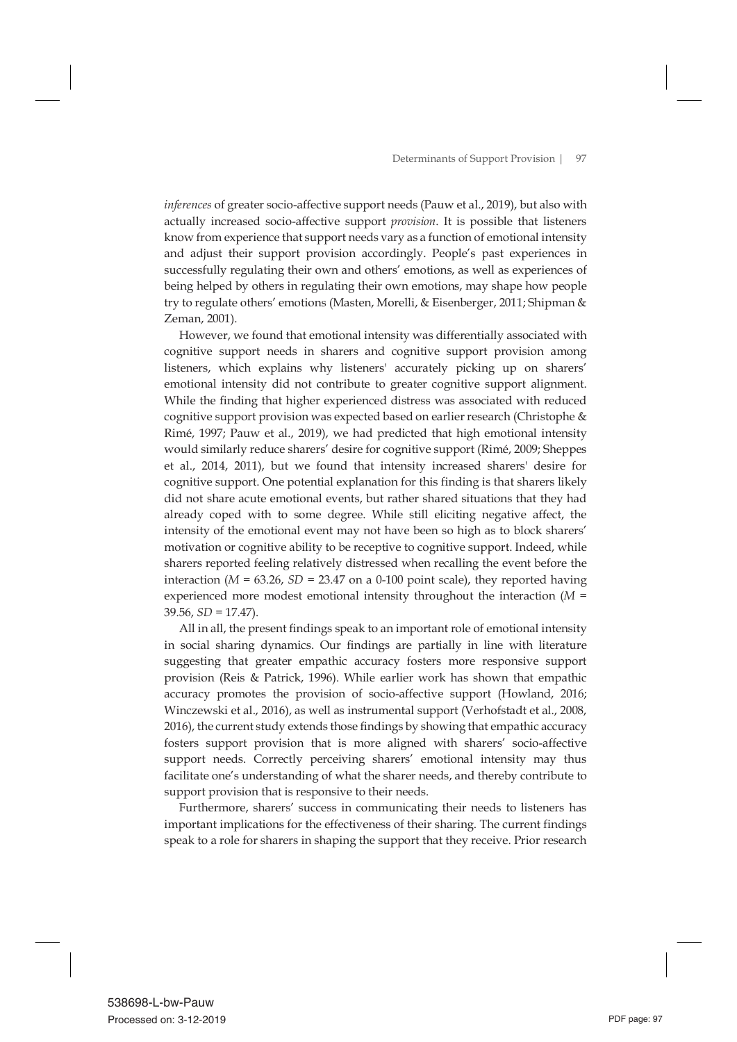*inferences* of greater socio-affective support needs (Pauw et al., 2019), but also with actually increased socio-affective support *provision*. It is possible that listeners know from experience that support needs vary as a function of emotional intensity and adjust their support provision accordingly. People's past experiences in successfully regulating their own and others' emotions, as well as experiences of being helped by others in regulating their own emotions, may shape how people try to regulate others' emotions (Masten, Morelli, & Eisenberger, 2011; Shipman & Zeman, 2001).

However, we found that emotional intensity was differentially associated with cognitive support needs in sharers and cognitive support provision among listeners, which explains why listeners' accurately picking up on sharers' emotional intensity did not contribute to greater cognitive support alignment. While the finding that higher experienced distress was associated with reduced cognitive support provision was expected based on earlier research (Christophe & Rimé, 1997; Pauw et al., 2019), we had predicted that high emotional intensity would similarly reduce sharers' desire for cognitive support (Rimé, 2009; Sheppes et al., 2014, 2011), but we found that intensity increased sharers' desire for cognitive support. One potential explanation for this finding is that sharers likely did not share acute emotional events, but rather shared situations that they had already coped with to some degree. While still eliciting negative affect, the intensity of the emotional event may not have been so high as to block sharers' motivation or cognitive ability to be receptive to cognitive support. Indeed, while sharers reported feeling relatively distressed when recalling the event before the interaction ($M$ = 63.26, $SD$ = 23.47 on a 0-100 point scale), they reported having experienced more modest emotional intensity throughout the interaction ($M$ = 39.56, $SD$ = 17.47).

All in all, the present findings speak to an important role of emotional intensity in social sharing dynamics. Our findings are partially in line with literature suggesting that greater empathic accuracy fosters more responsive support provision (Reis & Patrick, 1996). While earlier work has shown that empathic accuracy promotes the provision of socio-affective support (Howland, 2016; Winczewski et al., 2016), as well as instrumental support (Verhofstadt et al., 2008, 2016), the current study extends those findings by showing that empathic accuracy fosters support provision that is more aligned with sharers' socio-affective support needs. Correctly perceiving sharers' emotional intensity may thus facilitate one's understanding of what the sharer needs, and thereby contribute to support provision that is responsive to their needs.

Furthermore, sharers' success in communicating their needs to listeners has important implications for the effectiveness of their sharing. The current findings speak to a role for sharers in shaping the support that they receive. Prior research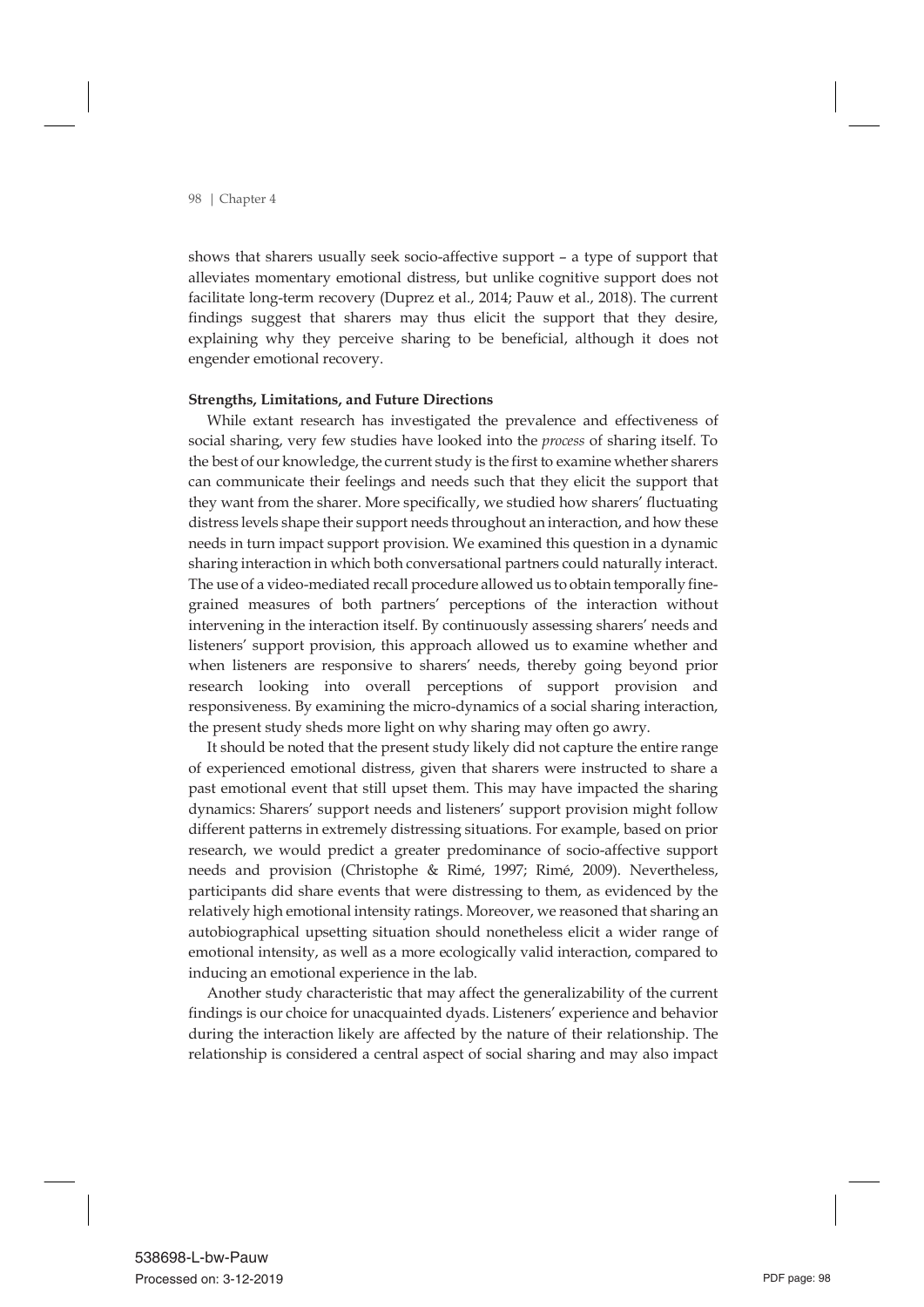shows that sharers usually seek socio-affective support – a type of support that alleviates momentary emotional distress, but unlike cognitive support does not facilitate long-term recovery (Duprez et al., 2014; Pauw et al., 2018). The current findings suggest that sharers may thus elicit the support that they desire, explaining why they perceive sharing to be beneficial, although it does not engender emotional recovery.

**Strengths, Limitations, and Future Directions**

While extant research has investigated the prevalence and effectiveness of social sharing, very few studies have looked into the *process* of sharing itself. To the best of our knowledge, the current study is the first to examine whether sharers can communicate their feelings and needs such that they elicit the support that they want from the sharer. More specifically, we studied how sharers' fluctuating distress levels shape their support needs throughout an interaction, and how these needs in turn impact support provision. We examined this question in a dynamic sharing interaction in which both conversational partners could naturally interact. The use of a video-mediated recall procedure allowed us to obtain temporally fine-grained measures of both partners' perceptions of the interaction without intervening in the interaction itself. By continuously assessing sharers' needs and listeners' support provision, this approach allowed us to examine whether and when listeners are responsive to sharers' needs, thereby going beyond prior research looking into overall perceptions of support provision and responsiveness. By examining the micro-dynamics of a social sharing interaction, the present study sheds more light on why sharing may often go awry.

It should be noted that the present study likely did not capture the entire range of experienced emotional distress, given that sharers were instructed to share a past emotional event that still upset them. This may have impacted the sharing dynamics: Sharers' support needs and listeners' support provision might follow different patterns in extremely distressing situations. For example, based on prior research, we would predict a greater predominance of socio-affective support needs and provision (Christophe & Rimé, 1997; Rimé, 2009). Nevertheless, participants did share events that were distressing to them, as evidenced by the relatively high emotional intensity ratings. Moreover, we reasoned that sharing an autobiographical upsetting situation should nonetheless elicit a wider range of emotional intensity, as well as a more ecologically valid interaction, compared to inducing an emotional experience in the lab.

Another study characteristic that may affect the generalizability of the current findings is our choice for unacquainted dyads. Listeners' experience and behavior during the interaction likely are affected by the nature of their relationship. The relationship is considered a central aspect of social sharing and may also impact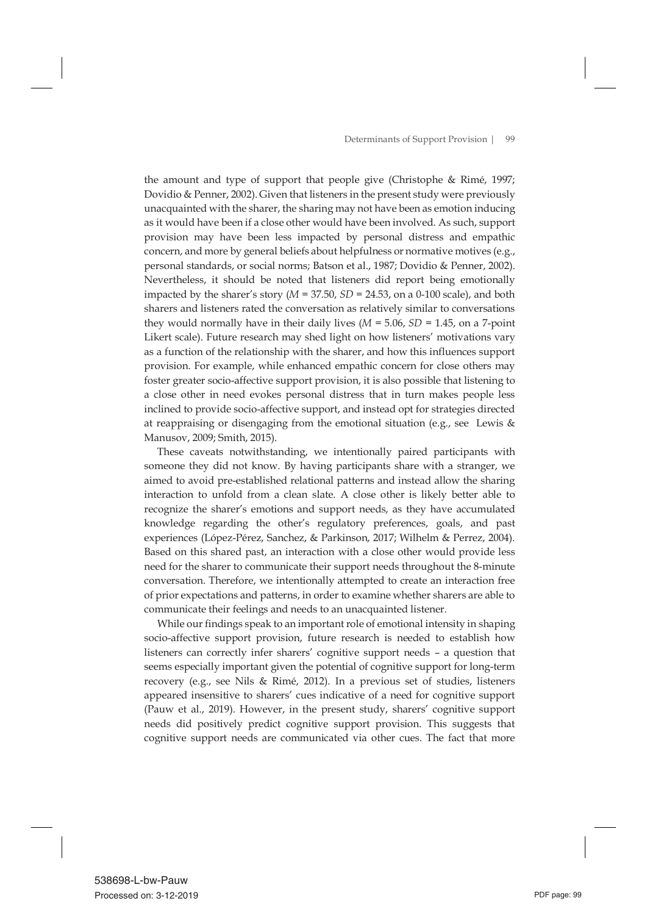the amount and type of support that people give (Christophe & Rimé, 1997; Dovidio & Penner, 2002). Given that listeners in the present study were previously unacquainted with the sharer, the sharing may not have been as emotion inducing as it would have been if a close other would have been involved. As such, support provision may have been less impacted by personal distress and empathic concern, and more by general beliefs about helpfulness or normative motives (e.g., personal standards, or social norms; Batson et al., 1987; Dovidio & Penner, 2002). Nevertheless, it should be noted that listeners did report being emotionally impacted by the sharer's story ($M$ = 37.50, $SD$ = 24.53, on a 0-100 scale), and both sharers and listeners rated the conversation as relatively similar to conversations they would normally have in their daily lives ($M$ = 5.06, $SD$ = 1.45, on a 7-point Likert scale). Future research may shed light on how listeners' motivations vary as a function of the relationship with the sharer, and how this influences support provision. For example, while enhanced empathic concern for close others may foster greater socio-affective support provision, it is also possible that listening to a close other in need evokes personal distress that in turn makes people less inclined to provide socio-affective support, and instead opt for strategies directed at reappraising or disengaging from the emotional situation (e.g., see Lewis & Manusov, 2009; Smith, 2015).

These caveats notwithstanding, we intentionally paired participants with someone they did not know. By having participants share with a stranger, we aimed to avoid pre-established relational patterns and instead allow the sharing interaction to unfold from a clean slate. A close other is likely better able to recognize the sharer's emotions and support needs, as they have accumulated knowledge regarding the other's regulatory preferences, goals, and past experiences (López-Pérez, Sanchez, & Parkinson, 2017; Wilhelm & Perrez, 2004). Based on this shared past, an interaction with a close other would provide less need for the sharer to communicate their support needs throughout the 8-minute conversation. Therefore, we intentionally attempted to create an interaction free of prior expectations and patterns, in order to examine whether sharers are able to communicate their feelings and needs to an unacquainted listener.

While our findings speak to an important role of emotional intensity in shaping socio-affective support provision, future research is needed to establish how listeners can correctly infer sharers' cognitive support needs – a question that seems especially important given the potential of cognitive support for long-term recovery (e.g., see Nils & Rimé, 2012). In a previous set of studies, listeners appeared insensitive to sharers' cues indicative of a need for cognitive support (Pauw et al., 2019). However, in the present study, sharers' cognitive support needs did positively predict cognitive support provision. This suggests that cognitive support needs are communicated via other cues. The fact that more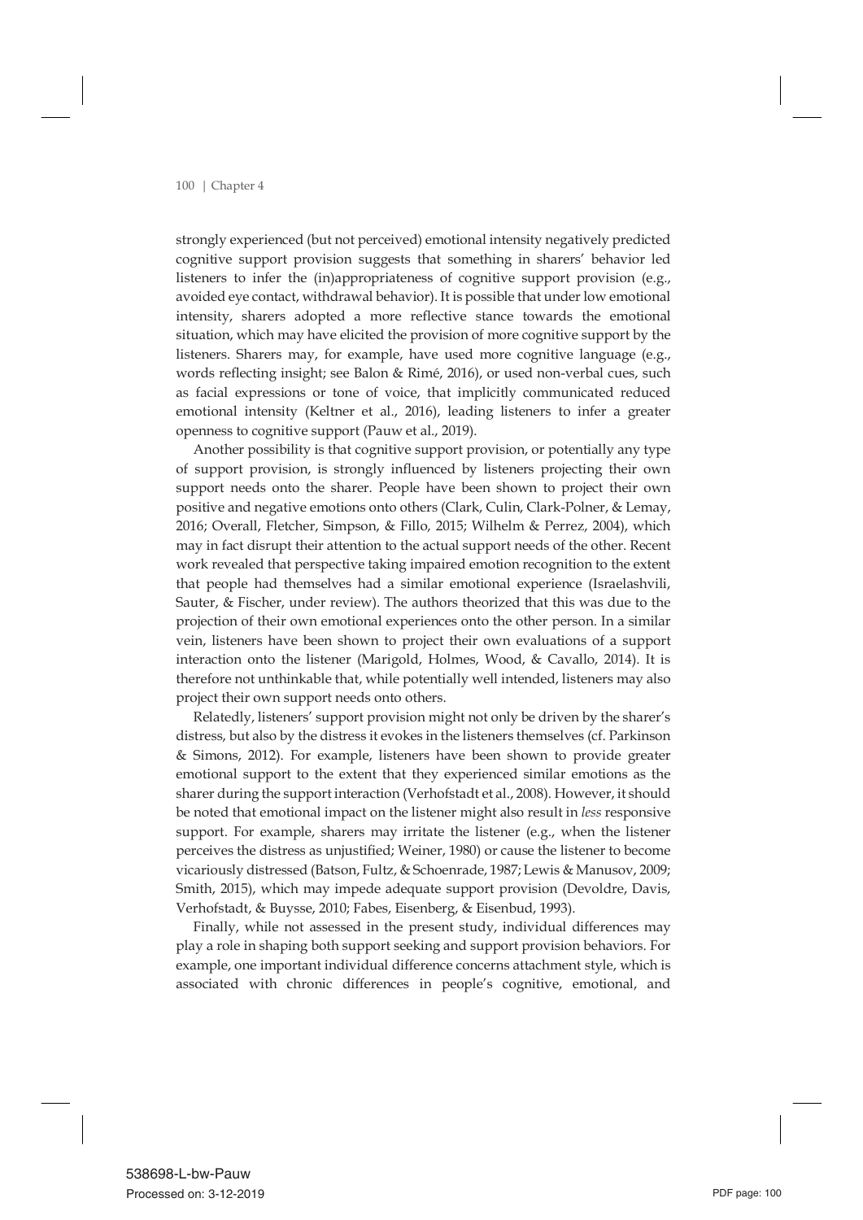strongly experienced (but not perceived) emotional intensity negatively predicted cognitive support provision suggests that something in sharers' behavior led listeners to infer the (in)appropriateness of cognitive support provision (e.g., avoided eye contact, withdrawal behavior). It is possible that under low emotional intensity, sharers adopted a more reflective stance towards the emotional situation, which may have elicited the provision of more cognitive support by the listeners. Sharers may, for example, have used more cognitive language (e.g., words reflecting insight; see Balon & Rimé, 2016), or used non-verbal cues, such as facial expressions or tone of voice, that implicitly communicated reduced emotional intensity (Keltner et al., 2016), leading listeners to infer a greater openness to cognitive support (Pauw et al., 2019).

Another possibility is that cognitive support provision, or potentially any type of support provision, is strongly influenced by listeners projecting their own support needs onto the sharer. People have been shown to project their own positive and negative emotions onto others (Clark, Culin, Clark-Polner, & Lemay, 2016; Overall, Fletcher, Simpson, & Fillo, 2015; Wilhelm & Perrez, 2004), which may in fact disrupt their attention to the actual support needs of the other. Recent work revealed that perspective taking impaired emotion recognition to the extent that people had themselves had a similar emotional experience (Israelashvili, Sauter, & Fischer, under review). The authors theorized that this was due to the projection of their own emotional experiences onto the other person. In a similar vein, listeners have been shown to project their own evaluations of a support interaction onto the listener (Marigold, Holmes, Wood, & Cavallo, 2014). It is therefore not unthinkable that, while potentially well intended, listeners may also project their own support needs onto others.

Relatedly, listeners' support provision might not only be driven by the sharer's distress, but also by the distress it evokes in the listeners themselves (cf. Parkinson & Simons, 2012). For example, listeners have been shown to provide greater emotional support to the extent that they experienced similar emotions as the sharer during the support interaction (Verhofstadt et al., 2008). However, it should be noted that emotional impact on the listener might also result in *less* responsive support. For example, sharers may irritate the listener (e.g., when the listener perceives the distress as unjustified; Weiner, 1980) or cause the listener to become vicariously distressed (Batson, Fultz, & Schoenrade, 1987; Lewis & Manusov, 2009; Smith, 2015), which may impede adequate support provision (Devoldre, Davis, Verhofstadt, & Buysse, 2010; Fabes, Eisenberg, & Eisenbud, 1993).

Finally, while not assessed in the present study, individual differences may play a role in shaping both support seeking and support provision behaviors. For example, one important individual difference concerns attachment style, which is associated with chronic differences in people's cognitive, emotional, and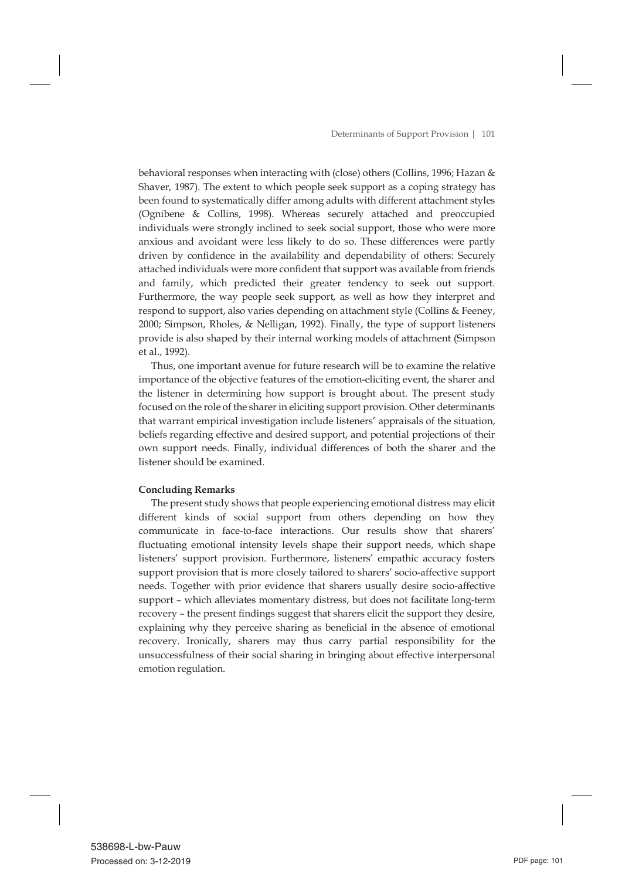behavioral responses when interacting with (close) others (Collins, 1996; Hazan & Shaver, 1987). The extent to which people seek support as a coping strategy has been found to systematically differ among adults with different attachment styles (Ognibene & Collins, 1998). Whereas securely attached and preoccupied individuals were strongly inclined to seek social support, those who were more anxious and avoidant were less likely to do so. These differences were partly driven by confidence in the availability and dependability of others: Securely attached individuals were more confident that support was available from friends and family, which predicted their greater tendency to seek out support. Furthermore, the way people seek support, as well as how they interpret and respond to support, also varies depending on attachment style (Collins & Feeney, 2000; Simpson, Rholes, & Nelligan, 1992). Finally, the type of support listeners provide is also shaped by their internal working models of attachment (Simpson et al., 1992).

Thus, one important avenue for future research will be to examine the relative importance of the objective features of the emotion-eliciting event, the sharer and the listener in determining how support is brought about. The present study focused on the role of the sharer in eliciting support provision. Other determinants that warrant empirical investigation include listeners' appraisals of the situation, beliefs regarding effective and desired support, and potential projections of their own support needs. Finally, individual differences of both the sharer and the listener should be examined.

**Concluding Remarks**

The present study shows that people experiencing emotional distress may elicit different kinds of social support from others depending on how they communicate in face-to-face interactions. Our results show that sharers' fluctuating emotional intensity levels shape their support needs, which shape listeners' support provision. Furthermore, listeners' empathic accuracy fosters support provision that is more closely tailored to sharers' socio-affective support needs. Together with prior evidence that sharers usually desire socio-affective support – which alleviates momentary distress, but does not facilitate long-term recovery – the present findings suggest that sharers elicit the support they desire, explaining why they perceive sharing as beneficial in the absence of emotional recovery. Ironically, sharers may thus carry partial responsibility for the unsuccessfulness of their social sharing in bringing about effective interpersonal emotion regulation.